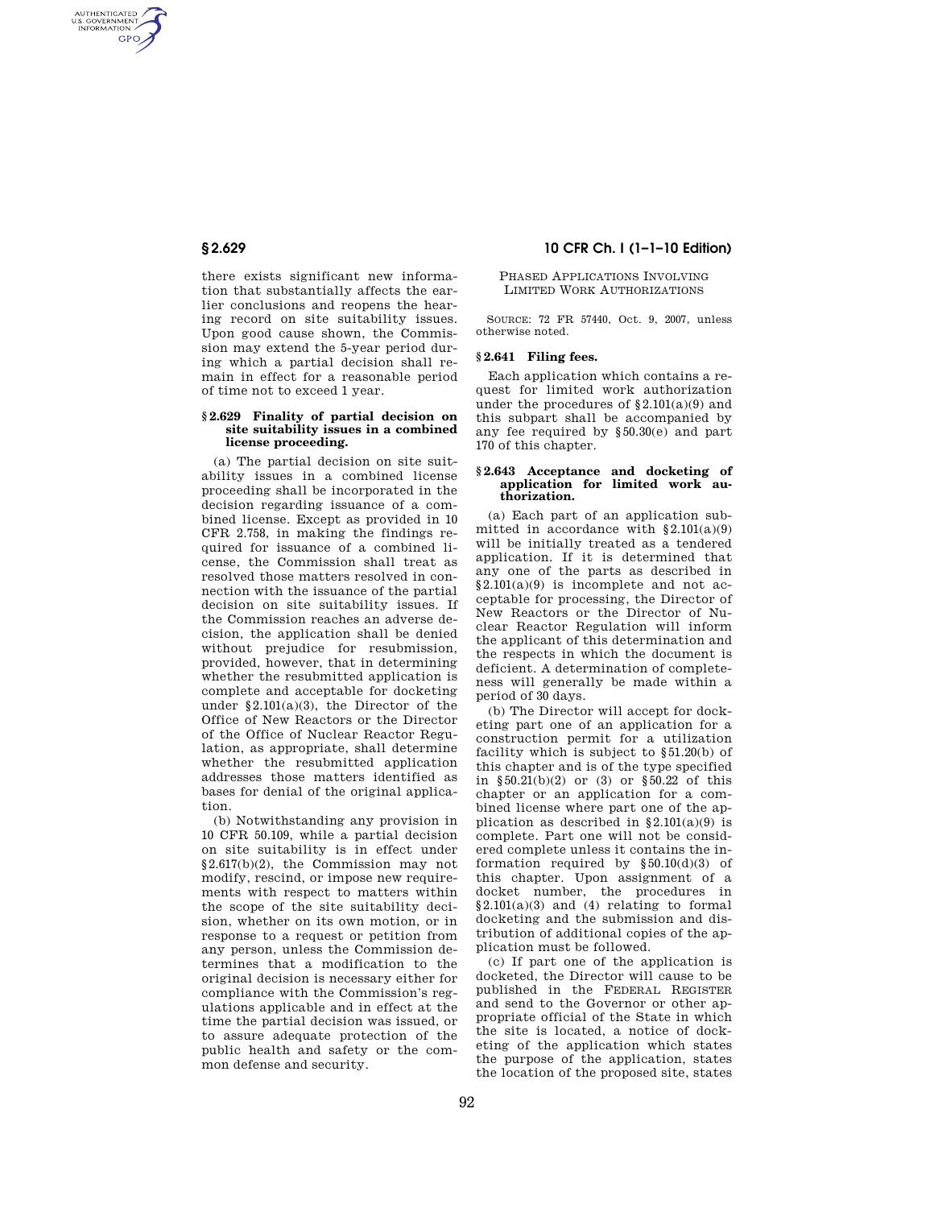there exists significant new information that substantially affects the earlier conclusions and reopens the hearing record on site suitability issues. Upon good cause shown, the Commission may extend the 5-year period during which a partial decision shall remain in effect for a reasonable period of time not to exceed 1 year.

### § 2.629 Finality of partial decision on site suitability issues in a combined license proceeding.

(a) The partial decision on site suitability issues in a combined license proceeding shall be incorporated in the decision regarding issuance of a combined license. Except as provided in 10 CFR 2.758, in making the findings required for issuance of a combined license, the Commission shall treat as resolved those matters resolved in connection with the issuance of the partial decision on site suitability issues. If the Commission reaches an adverse decision, the application shall be denied without prejudice for resubmission, provided, however, that in determining whether the resubmitted application is complete and acceptable for docketing under §2.101(a)(3), the Director of the Office of New Reactors or the Director of the Office of Nuclear Reactor Regulation, as appropriate, shall determine whether the resubmitted application addresses those matters identified as bases for denial of the original application.

(b) Notwithstanding any provision in 10 CFR 50.109, while a partial decision on site suitability is in effect under §2.617(b)(2), the Commission may not modify, rescind, or impose new requirements with respect to matters within the scope of the site suitability decision, whether on its own motion, or in response to a request or petition from any person, unless the Commission determines that a modification to the original decision is necessary either for compliance with the Commission's regulations applicable and in effect at the time the partial decision was issued, or to assure adequate protection of the public health and safety or the common defense and security.

## PHASED APPLICATIONS INVOLVING LIMITED WORK AUTHORIZATIONS

SOURCE: 72 FR 57440, Oct. 9, 2007, unless otherwise noted.

### § 2.641 Filing fees.

Each application which contains a request for limited work authorization under the procedures of §2.101(a)(9) and this subpart shall be accompanied by any fee required by §50.30(e) and part 170 of this chapter.

### § 2.643 Acceptance and docketing of application for limited work authorization.

(a) Each part of an application submitted in accordance with §2.101(a)(9) will be initially treated as a tendered application. If it is determined that any one of the parts as described in §2.101(a)(9) is incomplete and not acceptable for processing, the Director of New Reactors or the Director of Nuclear Reactor Regulation will inform the applicant of this determination and the respects in which the document is deficient. A determination of completeness will generally be made within a period of 30 days.

(b) The Director will accept for docketing part one of an application for a construction permit for a utilization facility which is subject to §51.20(b) of this chapter and is of the type specified in §50.21(b)(2) or (3) or §50.22 of this chapter or an application for a combined license where part one of the application as described in §2.101(a)(9) is complete. Part one will not be considered complete unless it contains the information required by §50.10(d)(3) of this chapter. Upon assignment of a docket number, the procedures in §2.101(a)(3) and (4) relating to formal docketing and the submission and distribution of additional copies of the application must be followed.

(c) If part one of the application is docketed, the Director will cause to be published in the FEDERAL REGISTER and send to the Governor or other appropriate official of the State in which the site is located, a notice of docketing of the application which states the purpose of the application, states the location of the proposed site, states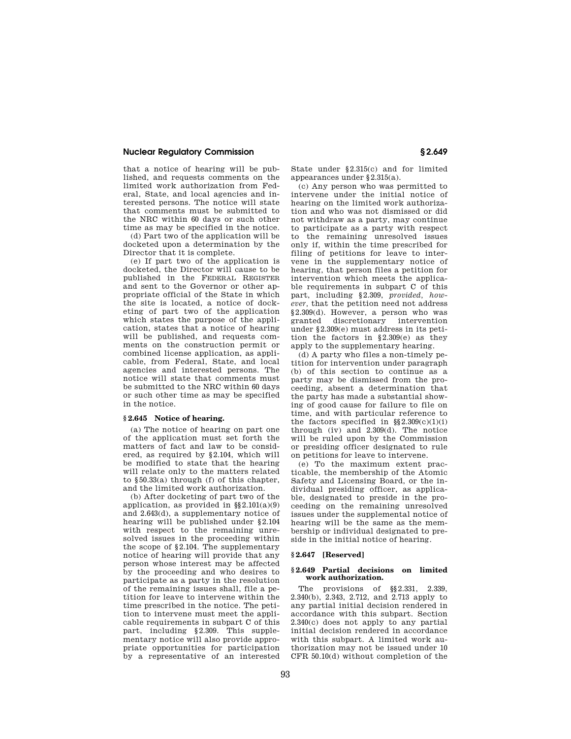that a notice of hearing will be published, and requests comments on the limited work authorization from Federal, State, and local agencies and interested persons. The notice will state that comments must be submitted to the NRC within 60 days or such other time as may be specified in the notice.

(d) Part two of the application will be docketed upon a determination by the Director that it is complete.

(e) If part two of the application is docketed, the Director will cause to be published in the FEDERAL REGISTER and sent to the Governor or other appropriate official of the State in which the site is located, a notice of docketing of part two of the application which states the purpose of the application, states that a notice of hearing will be published, and requests comments on the construction permit or combined license application, as applicable, from Federal, State, and local agencies and interested persons. The notice will state that comments must be submitted to the NRC within 60 days or such other time as may be specified in the notice.

### § 2.645 Notice of hearing.

(a) The notice of hearing on part one of the application must set forth the matters of fact and law to be considered, as required by § 2.104, which will be modified to state that the hearing will relate only to the matters related to § 50.33(a) through (f) of this chapter, and the limited work authorization.

(b) After docketing of part two of the application, as provided in §§ 2.101(a)(9) and 2.643(d), a supplementary notice of hearing will be published under § 2.104 with respect to the remaining unresolved issues in the proceeding within the scope of § 2.104. The supplementary notice of hearing will provide that any person whose interest may be affected by the proceeding and who desires to participate as a party in the resolution of the remaining issues shall, file a petition for leave to intervene within the time prescribed in the notice. The petition to intervene must meet the applicable requirements in subpart C of this part, including § 2.309. This supplementary notice will also provide appropriate opportunities for participation by a representative of an interested State under § 2.315(c) and for limited appearances under § 2.315(a).

(c) Any person who was permitted to intervene under the initial notice of hearing on the limited work authorization and who was not dismissed or did not withdraw as a party, may continue to participate as a party with respect to the remaining unresolved issues only if, within the time prescribed for filing of petitions for leave to intervene in the supplementary notice of hearing, that person files a petition for intervention which meets the applicable requirements in subpart C of this part, including § 2.309, *provided, however*, that the petition need not address § 2.309(d). However, a person who was granted discretionary intervention under § 2.309(e) must address in its petition the factors in § 2.309(e) as they apply to the supplementary hearing.

(d) A party who files a non-timely petition for intervention under paragraph (b) of this section to continue as a party may be dismissed from the proceeding, absent a determination that the party has made a substantial showing of good cause for failure to file on time, and with particular reference to the factors specified in §§ 2.309(c)(1)(i) through (iv) and 2.309(d). The notice will be ruled upon by the Commission or presiding officer designated to rule on petitions for leave to intervene.

(e) To the maximum extent practicable, the membership of the Atomic Safety and Licensing Board, or the individual presiding officer, as applicable, designated to preside in the proceeding on the remaining unresolved issues under the supplemental notice of hearing will be the same as the membership or individual designated to preside in the initial notice of hearing.

### § 2.647 [Reserved]

### § 2.649 Partial decisions on limited work authorization.

The provisions of §§ 2.331, 2.339, 2.340(b), 2.343, 2.712, and 2.713 apply to any partial initial decision rendered in accordance with this subpart. Section 2.340(c) does not apply to any partial initial decision rendered in accordance with this subpart. A limited work authorization may not be issued under 10 CFR 50.10(d) without completion of the